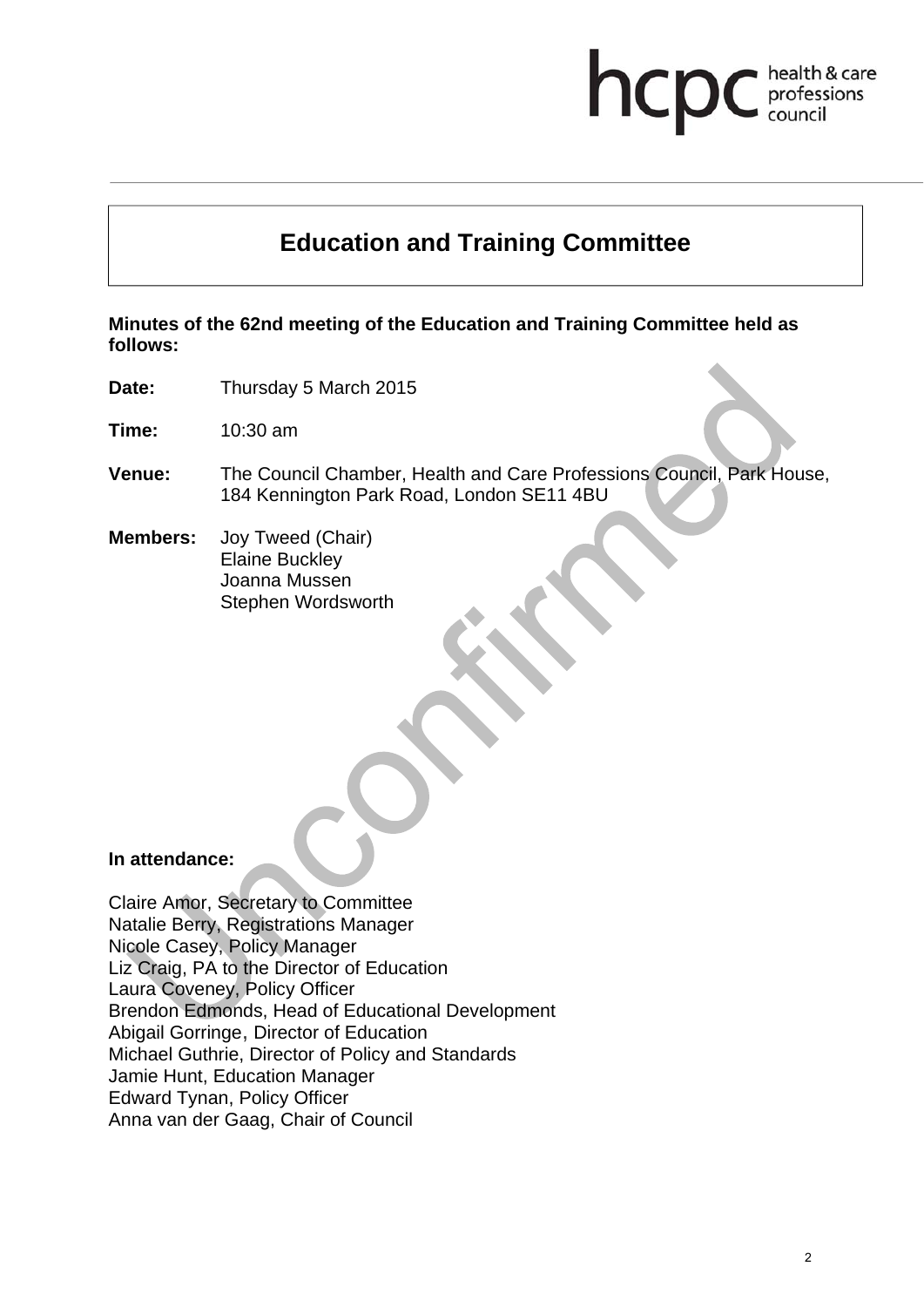hcpc health & care professions council

# Education and Training Committee

**Minutes of the 62nd meeting of the Education and Training Committee held as follows:**

**Date:** Thursday 5 March 2015

**Time:** 10:30 am

**Venue:** The Council Chamber, Health and Care Professions Council, Park House, 184 Kennington Park Road, London SE11 4BU

**Members:** Joy Tweed (Chair)
Elaine Buckley
Joanna Mussen
Stephen Wordsworth

Unconfirmed

**In attendance:**

Claire Amor, Secretary to Committee
Natalie Berry, Registrations Manager
Nicole Casey, Policy Manager
Liz Craig, PA to the Director of Education
Laura Coveney, Policy Officer
Brendon Edmonds, Head of Educational Development
Abigail Gorringe, Director of Education
Michael Guthrie, Director of Policy and Standards
Jamie Hunt, Education Manager
Edward Tynan, Policy Officer
Anna van der Gaag, Chair of Council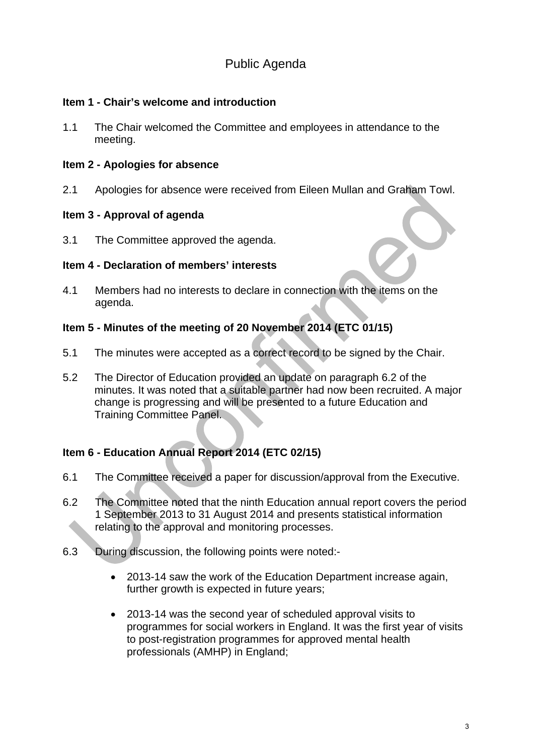# Public Agenda

**Item 1 - Chair's welcome and introduction**

1.1 The Chair welcomed the Committee and employees in attendance to the meeting.

**Item 2 - Apologies for absence**

2.1 Apologies for absence were received from Eileen Mullan and Graham Towl.

**Item 3 - Approval of agenda**

3.1 The Committee approved the agenda.

**Item 4 - Declaration of members' interests**

4.1 Members had no interests to declare in connection with the items on the agenda.

**Item 5 - Minutes of the meeting of 20 November 2014 (ETC 01/15)**

5.1 The minutes were accepted as a correct record to be signed by the Chair.

5.2 The Director of Education provided an update on paragraph 6.2 of the minutes. It was noted that a suitable partner had now been recruited. A major change is progressing and will be presented to a future Education and Training Committee Panel.

**Item 6 - Education Annual Report 2014 (ETC 02/15)**

6.1 The Committee received a paper for discussion/approval from the Executive.

6.2 The Committee noted that the ninth Education annual report covers the period 1 September 2013 to 31 August 2014 and presents statistical information relating to the approval and monitoring processes.

6.3 During discussion, the following points were noted:-

- 2013-14 saw the work of the Education Department increase again, further growth is expected in future years;
- 2013-14 was the second year of scheduled approval visits to programmes for social workers in England. It was the first year of visits to post-registration programmes for approved mental health professionals (AMHP) in England;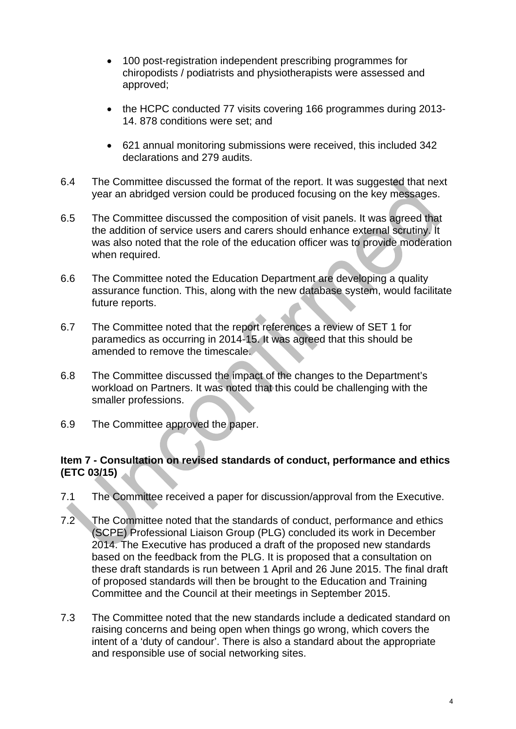- 100 post-registration independent prescribing programmes for chiropodists / podiatrists and physiotherapists were assessed and approved;

- the HCPC conducted 77 visits covering 166 programmes during 2013-14. 878 conditions were set; and

- 621 annual monitoring submissions were received, this included 342 declarations and 279 audits.

6.4 The Committee discussed the format of the report. It was suggested that next year an abridged version could be produced focusing on the key messages.

6.5 The Committee discussed the composition of visit panels. It was agreed that the addition of service users and carers should enhance external scrutiny. It was also noted that the role of the education officer was to provide moderation when required.

6.6 The Committee noted the Education Department are developing a quality assurance function. This, along with the new database system, would facilitate future reports.

6.7 The Committee noted that the report references a review of SET 1 for paramedics as occurring in 2014-15. It was agreed that this should be amended to remove the timescale.

6.8 The Committee discussed the impact of the changes to the Department's workload on Partners. It was noted that this could be challenging with the smaller professions.

6.9 The Committee approved the paper.

**Item 7 - Consultation on revised standards of conduct, performance and ethics (ETC 03/15)**

7.1 The Committee received a paper for discussion/approval from the Executive.

7.2 The Committee noted that the standards of conduct, performance and ethics (SCPE) Professional Liaison Group (PLG) concluded its work in December 2014. The Executive has produced a draft of the proposed new standards based on the feedback from the PLG. It is proposed that a consultation on these draft standards is run between 1 April and 26 June 2015. The final draft of proposed standards will then be brought to the Education and Training Committee and the Council at their meetings in September 2015.

7.3 The Committee noted that the new standards include a dedicated standard on raising concerns and being open when things go wrong, which covers the intent of a 'duty of candour'. There is also a standard about the appropriate and responsible use of social networking sites.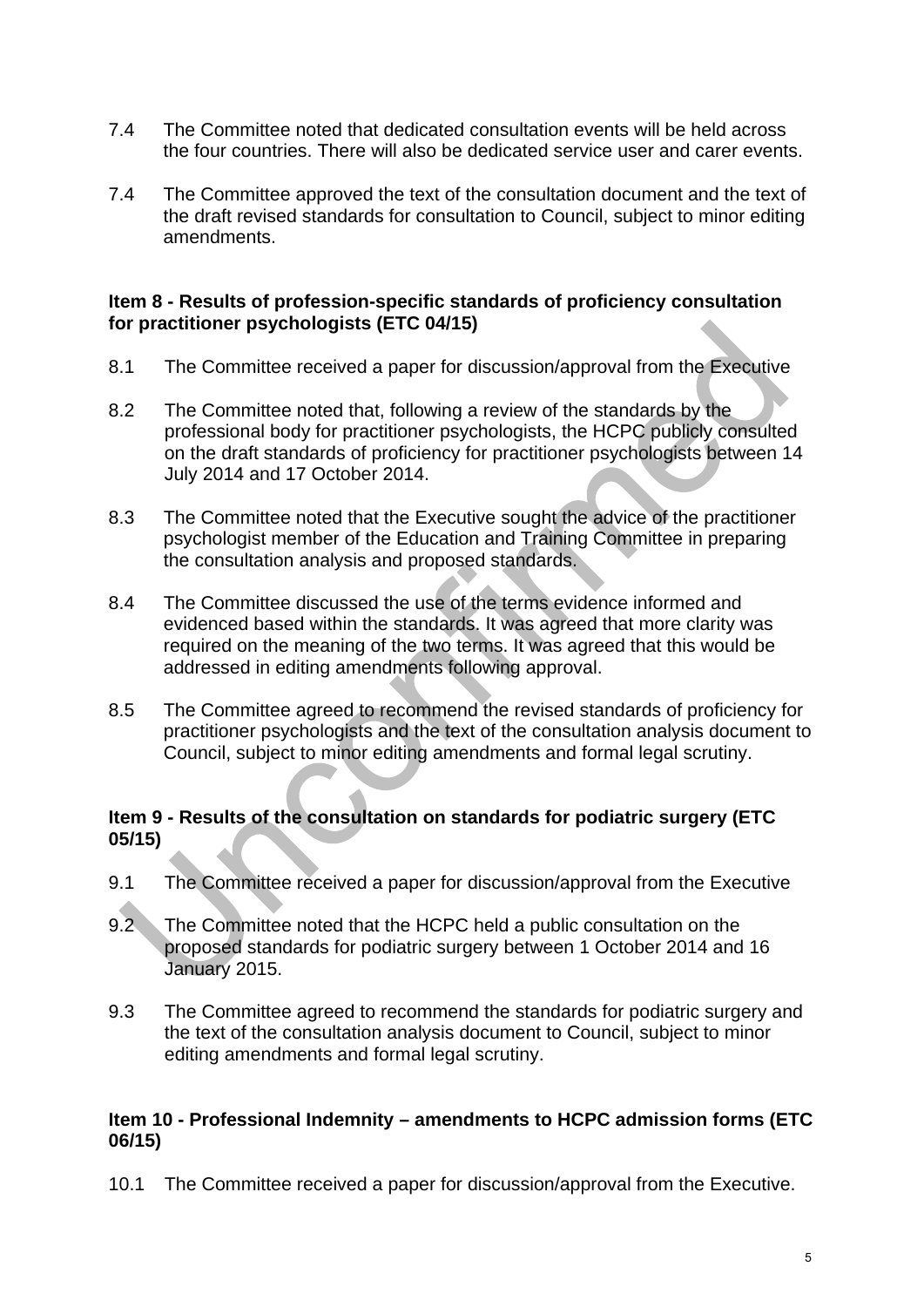7.4 The Committee noted that dedicated consultation events will be held across the four countries. There will also be dedicated service user and carer events.

7.4 The Committee approved the text of the consultation document and the text of the draft revised standards for consultation to Council, subject to minor editing amendments.

**Item 8 - Results of profession-specific standards of proficiency consultation for practitioner psychologists (ETC 04/15)**

8.1 The Committee received a paper for discussion/approval from the Executive

8.2 The Committee noted that, following a review of the standards by the professional body for practitioner psychologists, the HCPC publicly consulted on the draft standards of proficiency for practitioner psychologists between 14 July 2014 and 17 October 2014.

8.3 The Committee noted that the Executive sought the advice of the practitioner psychologist member of the Education and Training Committee in preparing the consultation analysis and proposed standards.

8.4 The Committee discussed the use of the terms evidence informed and evidenced based within the standards. It was agreed that more clarity was required on the meaning of the two terms. It was agreed that this would be addressed in editing amendments following approval.

8.5 The Committee agreed to recommend the revised standards of proficiency for practitioner psychologists and the text of the consultation analysis document to Council, subject to minor editing amendments and formal legal scrutiny.

**Item 9 - Results of the consultation on standards for podiatric surgery (ETC 05/15)**

9.1 The Committee received a paper for discussion/approval from the Executive

9.2 The Committee noted that the HCPC held a public consultation on the proposed standards for podiatric surgery between 1 October 2014 and 16 January 2015.

9.3 The Committee agreed to recommend the standards for podiatric surgery and the text of the consultation analysis document to Council, subject to minor editing amendments and formal legal scrutiny.

**Item 10 - Professional Indemnity – amendments to HCPC admission forms (ETC 06/15)**

10.1 The Committee received a paper for discussion/approval from the Executive.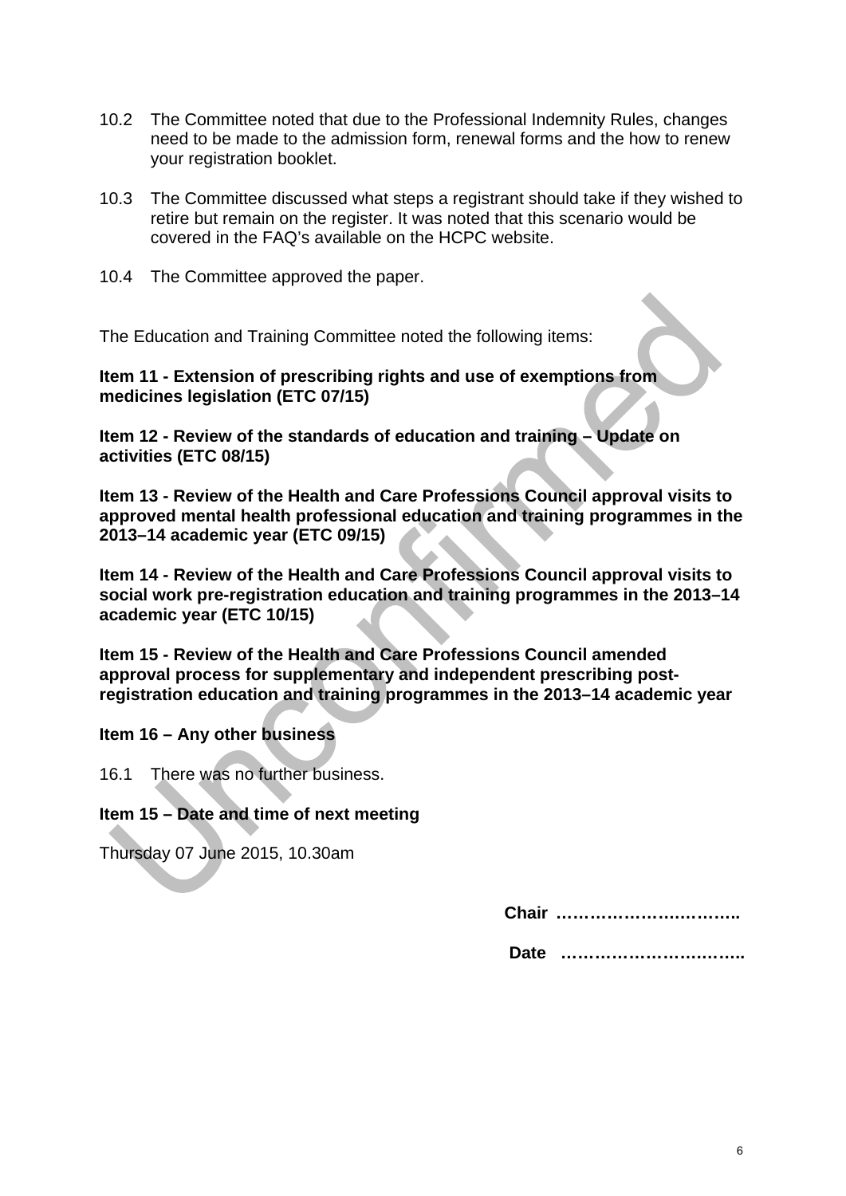10.2 The Committee noted that due to the Professional Indemnity Rules, changes need to be made to the admission form, renewal forms and the how to renew your registration booklet.

10.3 The Committee discussed what steps a registrant should take if they wished to retire but remain on the register. It was noted that this scenario would be covered in the FAQ's available on the HCPC website.

10.4 The Committee approved the paper.

The Education and Training Committee noted the following items:

**Item 11 - Extension of prescribing rights and use of exemptions from medicines legislation (ETC 07/15)**

**Item 12 - Review of the standards of education and training – Update on activities (ETC 08/15)**

**Item 13 - Review of the Health and Care Professions Council approval visits to approved mental health professional education and training programmes in the 2013–14 academic year (ETC 09/15)**

**Item 14 - Review of the Health and Care Professions Council approval visits to social work pre-registration education and training programmes in the 2013–14 academic year (ETC 10/15)**

**Item 15 - Review of the Health and Care Professions Council amended approval process for supplementary and independent prescribing post-registration education and training programmes in the 2013–14 academic year**

**Item 16 – Any other business**

16.1 There was no further business.

**Item 15 – Date and time of next meeting**

Thursday 07 June 2015, 10.30am

**Chair** …………………….…….

**Date** …………………….……..

Unconfirmed